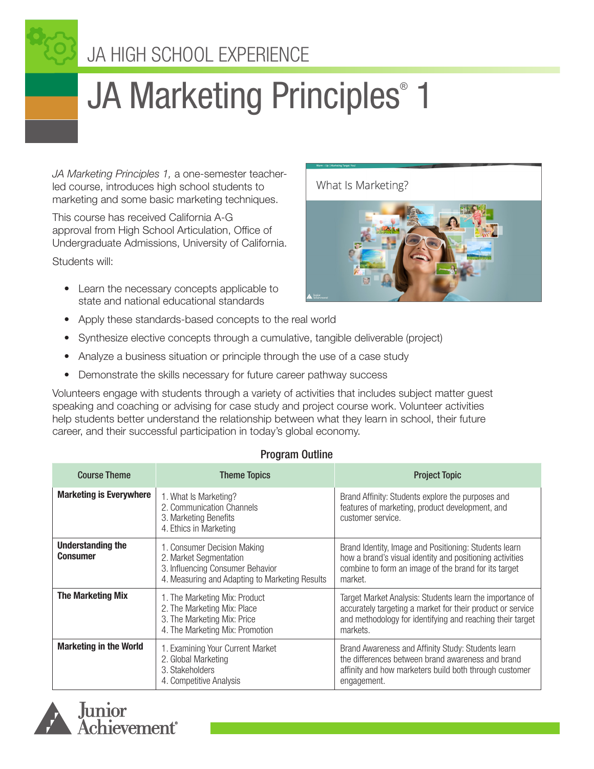JA HIGH SCHOOL EXPERIENCE

# JA Marketing Principles® 1

*JA Marketing Principles 1,* a one-semester teacher-led course, introduces high school students to marketing and some basic marketing techniques.

This course has received California A-G approval from High School Articulation, Office of Undergraduate Admissions, University of California.

Students will:

- Learn the necessary concepts applicable to state and national educational standards
- Apply these standards-based concepts to the real world
- Synthesize elective concepts through a cumulative, tangible deliverable (project)
- Analyze a business situation or principle through the use of a case study
- Demonstrate the skills necessary for future career pathway success

Volunteers engage with students through a variety of activities that includes subject matter guest speaking and coaching or advising for case study and project course work. Volunteer activities help students better understand the relationship between what they learn in school, their future career, and their successful participation in today's global economy.

## Program Outline

| Course Theme | Theme Topics | Project Topic |
|---|---|---|
| **Marketing is Everywhere** | 1. What Is Marketing?<br>2. Communication Channels<br>3. Marketing Benefits<br>4. Ethics in Marketing | Brand Affinity: Students explore the purposes and features of marketing, product development, and customer service. |
| **Understanding the Consumer** | 1. Consumer Decision Making<br>2. Market Segmentation<br>3. Influencing Consumer Behavior<br>4. Measuring and Adapting to Marketing Results | Brand Identity, Image and Positioning: Students learn how a brand's visual identity and positioning activities combine to form an image of the brand for its target market. |
| **The Marketing Mix** | 1. The Marketing Mix: Product<br>2. The Marketing Mix: Place<br>3. The Marketing Mix: Price<br>4. The Marketing Mix: Promotion | Target Market Analysis: Students learn the importance of accurately targeting a market for their product or service and methodology for identifying and reaching their target markets. |
| **Marketing in the World** | 1. Examining Your Current Market<br>2. Global Marketing<br>3. Stakeholders<br>4. Competitive Analysis | Brand Awareness and Affinity Study: Students learn the differences between brand awareness and brand affinity and how marketers build both through customer engagement. |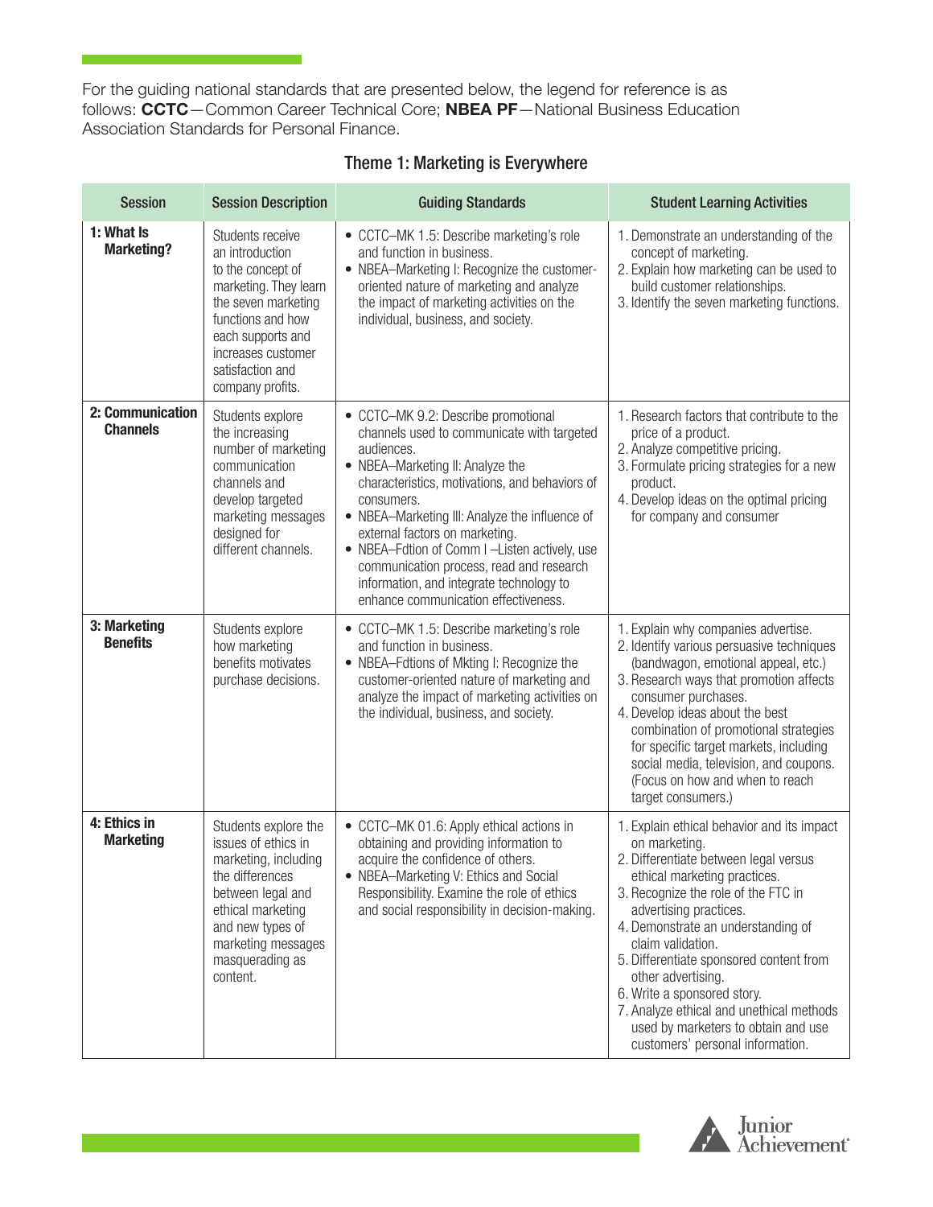For the guiding national standards that are presented below, the legend for reference is as follows: **CCTC**—Common Career Technical Core; **NBEA PF**—National Business Education Association Standards for Personal Finance.

## Theme 1: Marketing is Everywhere

| Session | Session Description | Guiding Standards | Student Learning Activities |
|---|---|---|---|
| **1: What Is Marketing?** | Students receive an introduction to the concept of marketing. They learn the seven marketing functions and how each supports and increases customer satisfaction and company profits. | • CCTC–MK 1.5: Describe marketing's role and function in business.<br>• NBEA–Marketing I: Recognize the customer-oriented nature of marketing and analyze the impact of marketing activities on the individual, business, and society. | 1. Demonstrate an understanding of the concept of marketing.<br>2. Explain how marketing can be used to build customer relationships.<br>3. Identify the seven marketing functions. |
| **2: Communication Channels** | Students explore the increasing number of marketing communication channels and develop targeted marketing messages designed for different channels. | • CCTC–MK 9.2: Describe promotional channels used to communicate with targeted audiences.<br>• NBEA–Marketing II: Analyze the characteristics, motivations, and behaviors of consumers.<br>• NBEA–Marketing III: Analyze the influence of external factors on marketing.<br>• NBEA–Fdtion of Comm I –Listen actively, use communication process, read and research information, and integrate technology to enhance communication effectiveness. | 1. Research factors that contribute to the price of a product.<br>2. Analyze competitive pricing.<br>3. Formulate pricing strategies for a new product.<br>4. Develop ideas on the optimal pricing for company and consumer |
| **3: Marketing Benefits** | Students explore how marketing benefits motivates purchase decisions. | • CCTC–MK 1.5: Describe marketing's role and function in business.<br>• NBEA–Fdtions of Mkting I: Recognize the customer-oriented nature of marketing and analyze the impact of marketing activities on the individual, business, and society. | 1. Explain why companies advertise.<br>2. Identify various persuasive techniques (bandwagon, emotional appeal, etc.)<br>3. Research ways that promotion affects consumer purchases.<br>4. Develop ideas about the best combination of promotional strategies for specific target markets, including social media, television, and coupons. (Focus on how and when to reach target consumers.) |
| **4: Ethics in Marketing** | Students explore the issues of ethics in marketing, including the differences between legal and ethical marketing and new types of marketing messages masquerading as content. | • CCTC–MK 01.6: Apply ethical actions in obtaining and providing information to acquire the confidence of others.<br>• NBEA–Marketing V: Ethics and Social Responsibility. Examine the role of ethics and social responsibility in decision-making. | 1. Explain ethical behavior and its impact on marketing.<br>2. Differentiate between legal versus ethical marketing practices.<br>3. Recognize the role of the FTC in advertising practices.<br>4. Demonstrate an understanding of claim validation.<br>5. Differentiate sponsored content from other advertising.<br>6. Write a sponsored story.<br>7. Analyze ethical and unethical methods used by marketers to obtain and use customers' personal information. |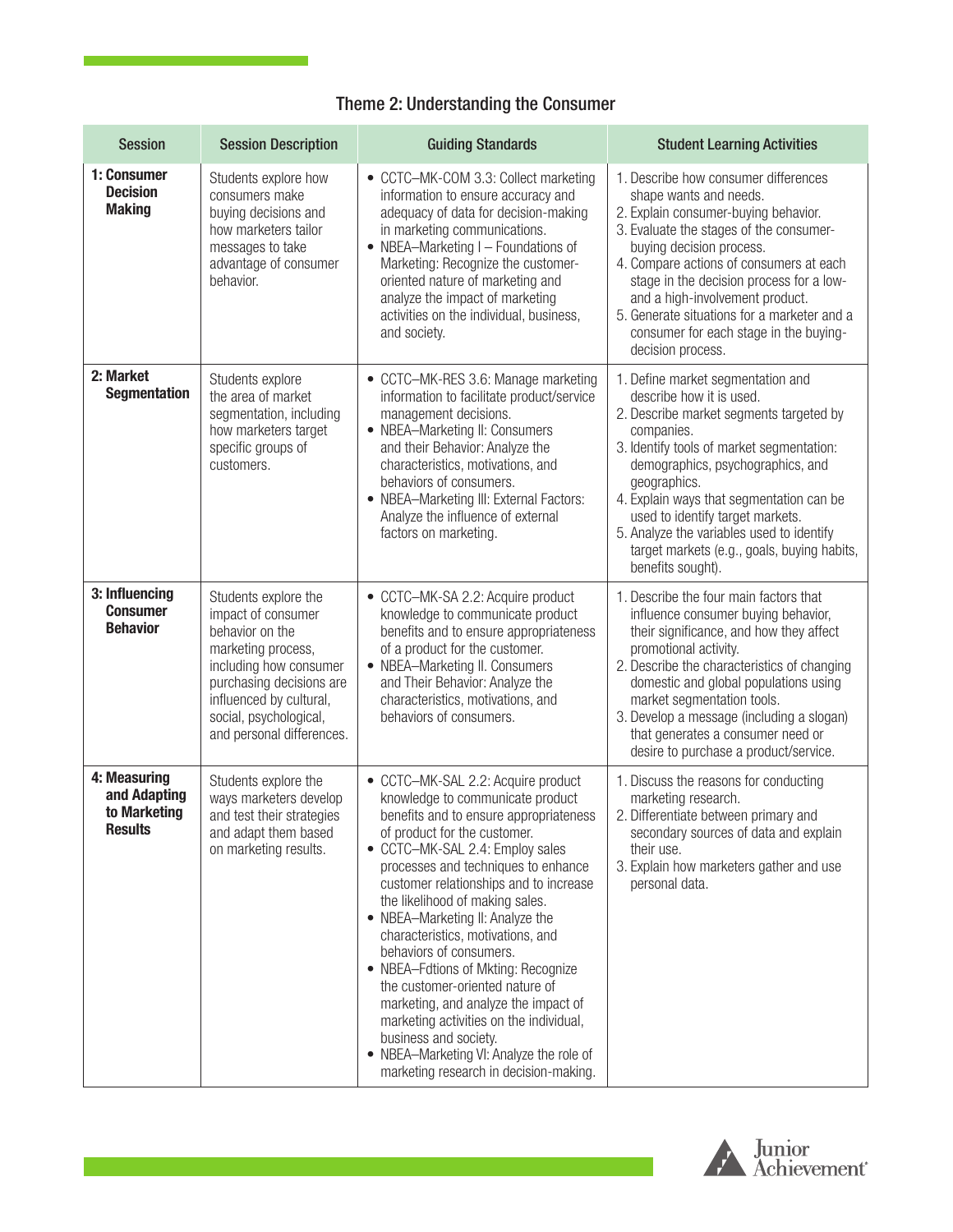## Theme 2: Understanding the Consumer

| Session | Session Description | Guiding Standards | Student Learning Activities |
|---|---|---|---|
| **1: Consumer Decision Making** | Students explore how consumers make buying decisions and how marketers tailor messages to take advantage of consumer behavior. | • CCTC–MK-COM 3.3: Collect marketing information to ensure accuracy and adequacy of data for decision-making in marketing communications.<br>• NBEA–Marketing I – Foundations of Marketing: Recognize the customer-oriented nature of marketing and analyze the impact of marketing activities on the individual, business, and society. | 1. Describe how consumer differences shape wants and needs.<br>2. Explain consumer-buying behavior.<br>3. Evaluate the stages of the consumer-buying decision process.<br>4. Compare actions of consumers at each stage in the decision process for a low- and a high-involvement product.<br>5. Generate situations for a marketer and a consumer for each stage in the buying-decision process. |
| **2: Market Segmentation** | Students explore the area of market segmentation, including how marketers target specific groups of customers. | • CCTC–MK-RES 3.6: Manage marketing information to facilitate product/service management decisions.<br>• NBEA–Marketing II: Consumers and their Behavior: Analyze the characteristics, motivations, and behaviors of consumers.<br>• NBEA–Marketing III: External Factors: Analyze the influence of external factors on marketing. | 1. Define market segmentation and describe how it is used.<br>2. Describe market segments targeted by companies.<br>3. Identify tools of market segmentation: demographics, psychographics, and geographics.<br>4. Explain ways that segmentation can be used to identify target markets.<br>5. Analyze the variables used to identify target markets (e.g., goals, buying habits, benefits sought). |
| **3: Influencing Consumer Behavior** | Students explore the impact of consumer behavior on the marketing process, including how consumer purchasing decisions are influenced by cultural, social, psychological, and personal differences. | • CCTC–MK-SA 2.2: Acquire product knowledge to communicate product benefits and to ensure appropriateness of a product for the customer.<br>• NBEA–Marketing II. Consumers and Their Behavior: Analyze the characteristics, motivations, and behaviors of consumers. | 1. Describe the four main factors that influence consumer buying behavior, their significance, and how they affect promotional activity.<br>2. Describe the characteristics of changing domestic and global populations using market segmentation tools.<br>3. Develop a message (including a slogan) that generates a consumer need or desire to purchase a product/service. |
| **4: Measuring and Adapting to Marketing Results** | Students explore the ways marketers develop and test their strategies and adapt them based on marketing results. | • CCTC–MK-SAL 2.2: Acquire product knowledge to communicate product benefits and to ensure appropriateness of product for the customer.<br>• CCTC–MK-SAL 2.4: Employ sales processes and techniques to enhance customer relationships and to increase the likelihood of making sales.<br>• NBEA–Marketing II: Analyze the characteristics, motivations, and behaviors of consumers.<br>• NBEA–Fdtions of Mkting: Recognize the customer-oriented nature of marketing, and analyze the impact of marketing activities on the individual, business and society.<br>• NBEA–Marketing VI: Analyze the role of marketing research in decision-making. | 1. Discuss the reasons for conducting marketing research.<br>2. Differentiate between primary and secondary sources of data and explain their use.<br>3. Explain how marketers gather and use personal data. |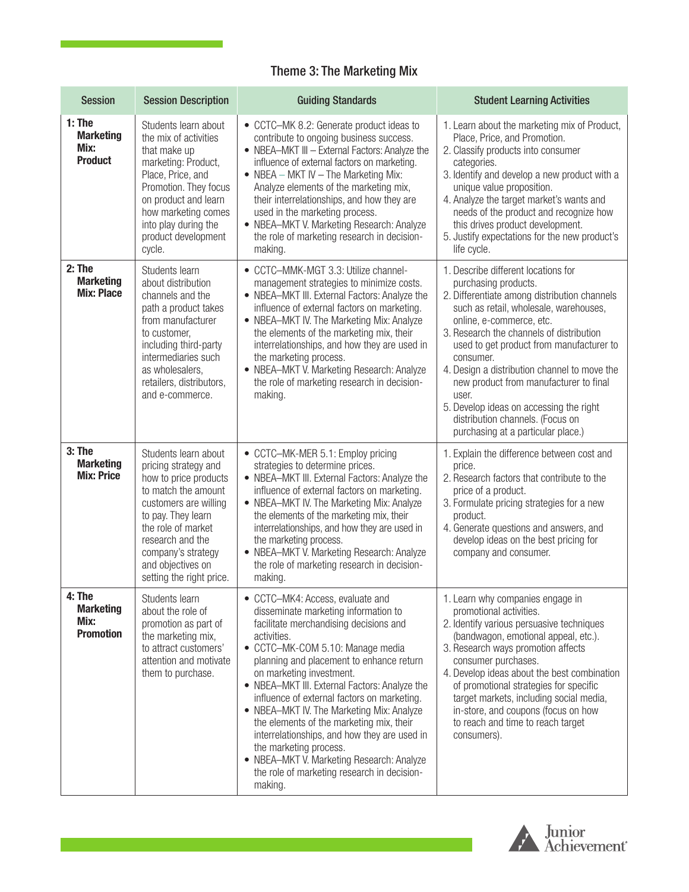## Theme 3: The Marketing Mix

| Session | Session Description | Guiding Standards | Student Learning Activities |
|---|---|---|---|
| **1: The Marketing Mix: Product** | Students learn about the mix of activities that make up marketing: Product, Place, Price, and Promotion. They focus on product and learn how marketing comes into play during the product development cycle. | • CCTC–MK 8.2: Generate product ideas to contribute to ongoing business success.<br>• NBEA–MKT III – External Factors: Analyze the influence of external factors on marketing.<br>• NBEA – MKT IV – The Marketing Mix: Analyze elements of the marketing mix, their interrelationships, and how they are used in the marketing process.<br>• NBEA–MKT V. Marketing Research: Analyze the role of marketing research in decision-making. | 1. Learn about the marketing mix of Product, Place, Price, and Promotion.<br>2. Classify products into consumer categories.<br>3. Identify and develop a new product with a unique value proposition.<br>4. Analyze the target market's wants and needs of the product and recognize how this drives product development.<br>5. Justify expectations for the new product's life cycle. |
| **2: The Marketing Mix: Place** | Students learn about distribution channels and the path a product takes from manufacturer to customer, including third-party intermediaries such as wholesalers, retailers, distributors, and e-commerce. | • CCTC–MMK-MGT 3.3: Utilize channel-management strategies to minimize costs.<br>• NBEA–MKT III. External Factors: Analyze the influence of external factors on marketing.<br>• NBEA–MKT IV. The Marketing Mix: Analyze the elements of the marketing mix, their interrelationships, and how they are used in the marketing process.<br>• NBEA–MKT V. Marketing Research: Analyze the role of marketing research in decision-making. | 1. Describe different locations for purchasing products.<br>2. Differentiate among distribution channels such as retail, wholesale, warehouses, online, e-commerce, etc.<br>3. Research the channels of distribution used to get product from manufacturer to consumer.<br>4. Design a distribution channel to move the new product from manufacturer to final user.<br>5. Develop ideas on accessing the right distribution channels. (Focus on purchasing at a particular place.) |
| **3: The Marketing Mix: Price** | Students learn about pricing strategy and how to price products to match the amount customers are willing to pay. They learn the role of market research and the company's strategy and objectives on setting the right price. | • CCTC–MK-MER 5.1: Employ pricing strategies to determine prices.<br>• NBEA–MKT III. External Factors: Analyze the influence of external factors on marketing.<br>• NBEA–MKT IV. The Marketing Mix: Analyze the elements of the marketing mix, their interrelationships, and how they are used in the marketing process.<br>• NBEA–MKT V. Marketing Research: Analyze the role of marketing research in decision-making. | 1. Explain the difference between cost and price.<br>2. Research factors that contribute to the price of a product.<br>3. Formulate pricing strategies for a new product.<br>4. Generate questions and answers, and develop ideas on the best pricing for company and consumer. |
| **4: The Marketing Mix: Promotion** | Students learn about the role of promotion as part of the marketing mix, to attract customers' attention and motivate them to purchase. | • CCTC–MK4: Access, evaluate and disseminate marketing information to facilitate merchandising decisions and activities.<br>• CCTC–MK-COM 5.10: Manage media planning and placement to enhance return on marketing investment.<br>• NBEA–MKT III. External Factors: Analyze the influence of external factors on marketing.<br>• NBEA–MKT IV. The Marketing Mix: Analyze the elements of the marketing mix, their interrelationships, and how they are used in the marketing process.<br>• NBEA–MKT V. Marketing Research: Analyze the role of marketing research in decision-making. | 1. Learn why companies engage in promotional activities.<br>2. Identify various persuasive techniques (bandwagon, emotional appeal, etc.).<br>3. Research ways promotion affects consumer purchases.<br>4. Develop ideas about the best combination of promotional strategies for specific target markets, including social media, in-store, and coupons (focus on how to reach and time to reach target consumers). |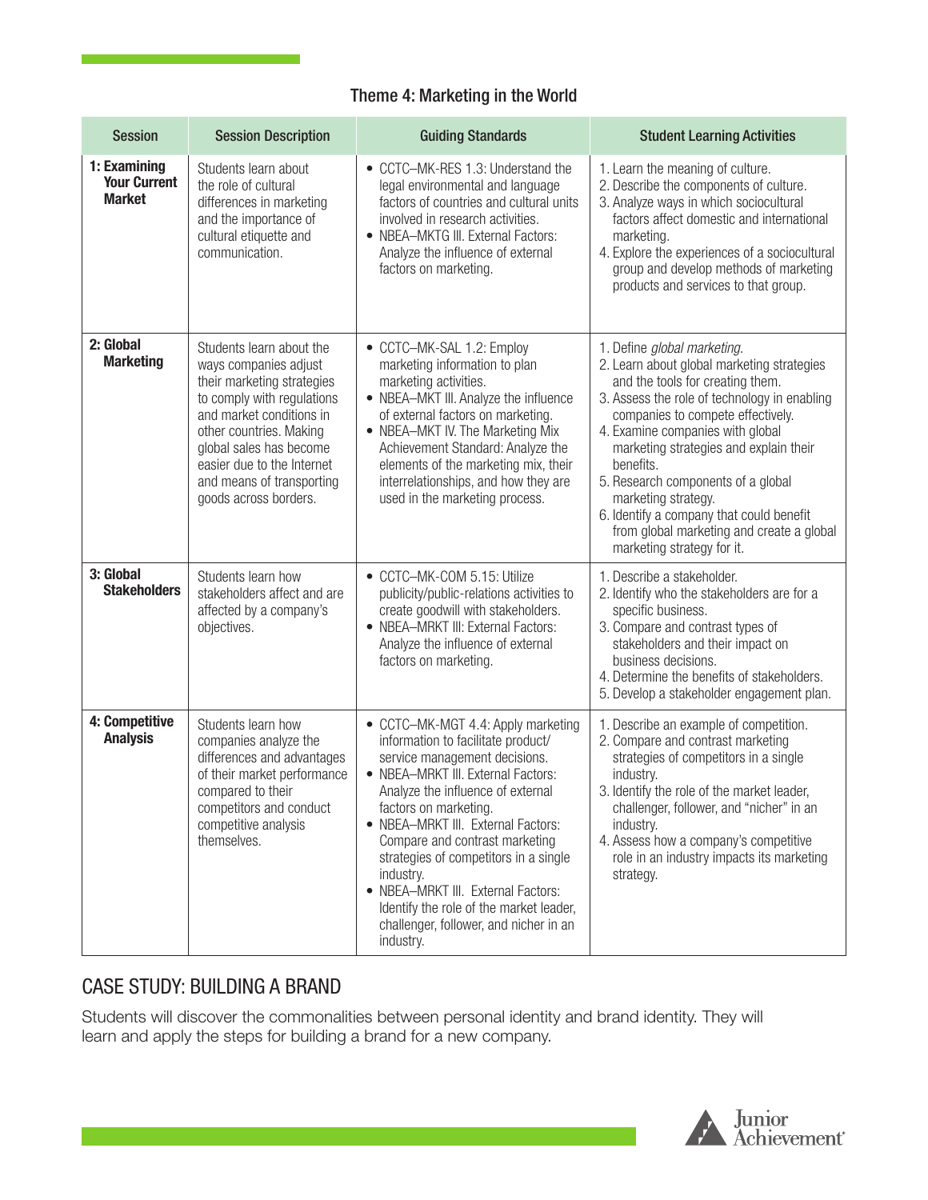## Theme 4: Marketing in the World

| Session | Session Description | Guiding Standards | Student Learning Activities |
|---|---|---|---|
| **1: Examining Your Current Market** | Students learn about the role of cultural differences in marketing and the importance of cultural etiquette and communication. | • CCTC–MK-RES 1.3: Understand the legal environmental and language factors of countries and cultural units involved in research activities.<br>• NBEA–MKTG III. External Factors: Analyze the influence of external factors on marketing. | 1. Learn the meaning of culture.<br>2. Describe the components of culture.<br>3. Analyze ways in which sociocultural factors affect domestic and international marketing.<br>4. Explore the experiences of a sociocultural group and develop methods of marketing products and services to that group. |
| **2: Global Marketing** | Students learn about the ways companies adjust their marketing strategies to comply with regulations and market conditions in other countries. Making global sales has become easier due to the Internet and means of transporting goods across borders. | • CCTC–MK-SAL 1.2: Employ marketing information to plan marketing activities.<br>• NBEA–MKT III. Analyze the influence of external factors on marketing.<br>• NBEA–MKT IV. The Marketing Mix Achievement Standard: Analyze the elements of the marketing mix, their interrelationships, and how they are used in the marketing process. | 1. Define *global marketing*.<br>2. Learn about global marketing strategies and the tools for creating them.<br>3. Assess the role of technology in enabling companies to compete effectively.<br>4. Examine companies with global marketing strategies and explain their benefits.<br>5. Research components of a global marketing strategy.<br>6. Identify a company that could benefit from global marketing and create a global marketing strategy for it. |
| **3: Global Stakeholders** | Students learn how stakeholders affect and are affected by a company's objectives. | • CCTC–MK-COM 5.15: Utilize publicity/public-relations activities to create goodwill with stakeholders.<br>• NBEA–MRKT III: External Factors: Analyze the influence of external factors on marketing. | 1. Describe a stakeholder.<br>2. Identify who the stakeholders are for a specific business.<br>3. Compare and contrast types of stakeholders and their impact on business decisions.<br>4. Determine the benefits of stakeholders.<br>5. Develop a stakeholder engagement plan. |
| **4: Competitive Analysis** | Students learn how companies analyze the differences and advantages of their market performance compared to their competitors and conduct competitive analysis themselves. | • CCTC–MK-MGT 4.4: Apply marketing information to facilitate product/service management decisions.<br>• NBEA–MRKT III. External Factors: Analyze the influence of external factors on marketing.<br>• NBEA–MRKT III. External Factors: Compare and contrast marketing strategies of competitors in a single industry.<br>• NBEA–MRKT III. External Factors: Identify the role of the market leader, challenger, follower, and nicher in an industry. | 1. Describe an example of competition.<br>2. Compare and contrast marketing strategies of competitors in a single industry.<br>3. Identify the role of the market leader, challenger, follower, and "nicher" in an industry.<br>4. Assess how a company's competitive role in an industry impacts its marketing strategy. |

## CASE STUDY: BUILDING A BRAND

Students will discover the commonalities between personal identity and brand identity. They will learn and apply the steps for building a brand for a new company.